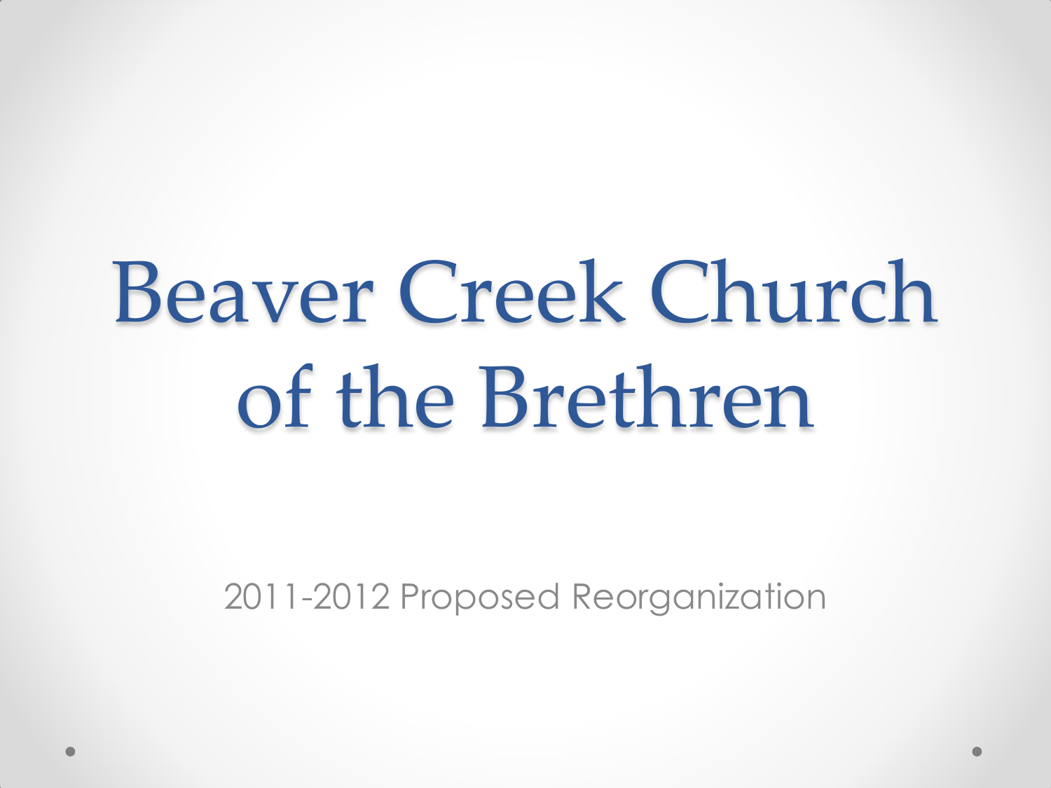# Beaver Creek Church of the Brethren

2011-2012 Proposed Reorganization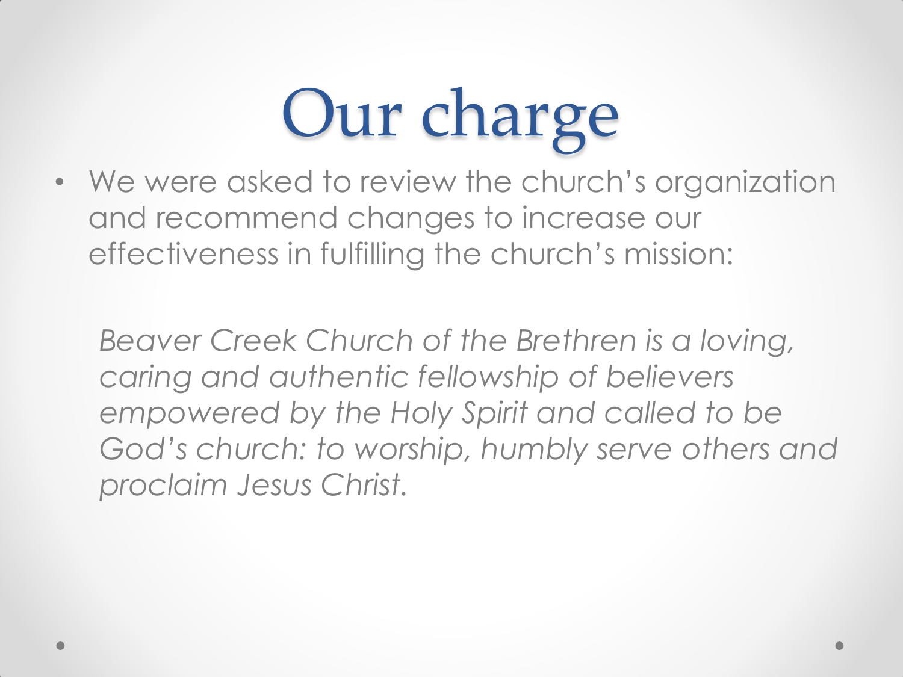# Our charge

- We were asked to review the church's organization and recommend changes to increase our effectiveness in fulfilling the church's mission:

  *Beaver Creek Church of the Brethren is a loving, caring and authentic fellowship of believers empowered by the Holy Spirit and called to be God's church: to worship, humbly serve others and proclaim Jesus Christ.*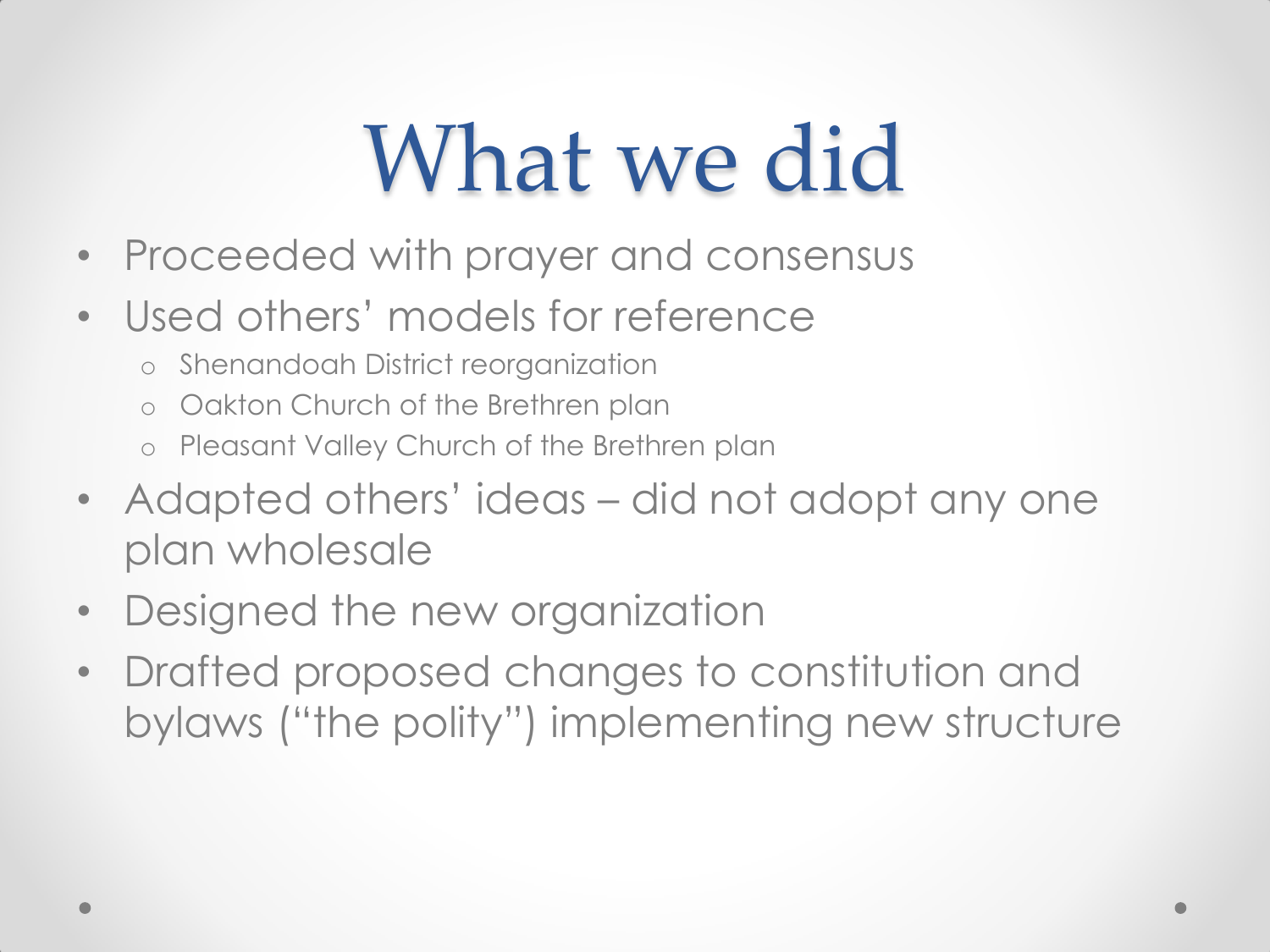# What we did

- Proceeded with prayer and consensus
- Used others' models for reference
  - Shenandoah District reorganization
  - Oakton Church of the Brethren plan
  - Pleasant Valley Church of the Brethren plan
- Adapted others' ideas – did not adopt any one plan wholesale
- Designed the new organization
- Drafted proposed changes to constitution and bylaws ("the polity") implementing new structure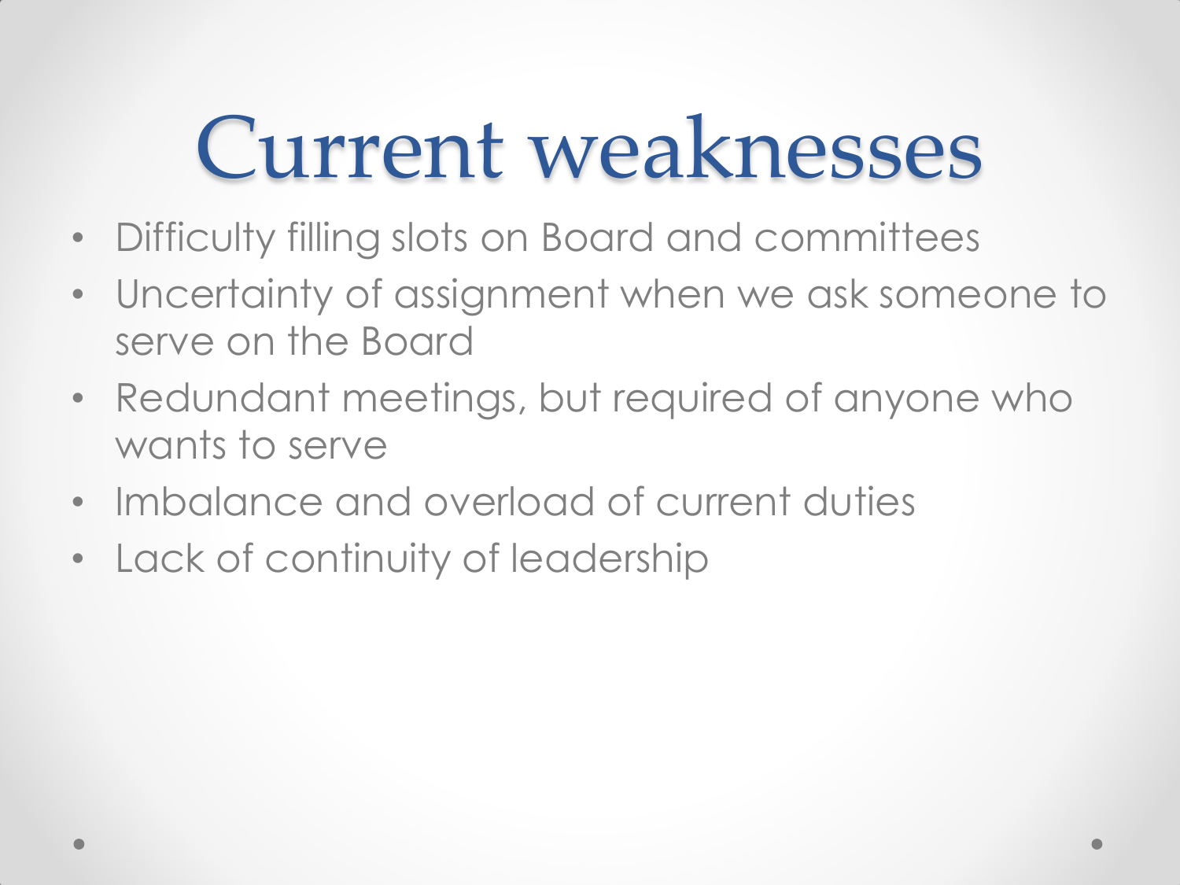# Current weaknesses

- Difficulty filling slots on Board and committees
- Uncertainty of assignment when we ask someone to serve on the Board
- Redundant meetings, but required of anyone who wants to serve
- Imbalance and overload of current duties
- Lack of continuity of leadership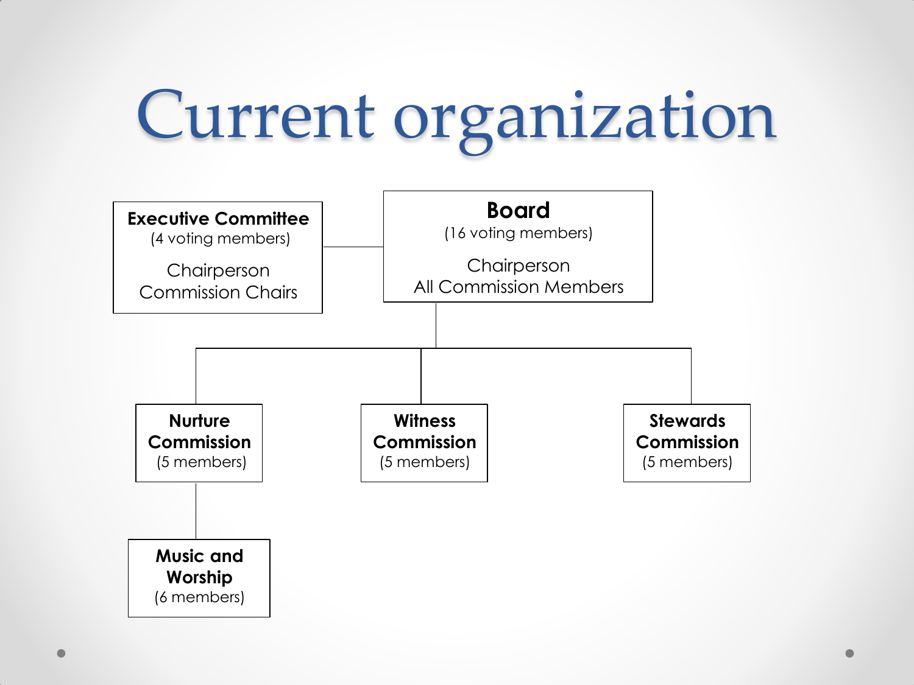# Current organization

**Executive Committee**
(4 voting members)

Chairperson
Commission Chairs

**Board**
(16 voting members)

Chairperson
All Commission Members

**Nurture Commission**
(5 members)

**Witness Commission**
(5 members)

**Stewards Commission**
(5 members)

**Music and Worship**
(6 members)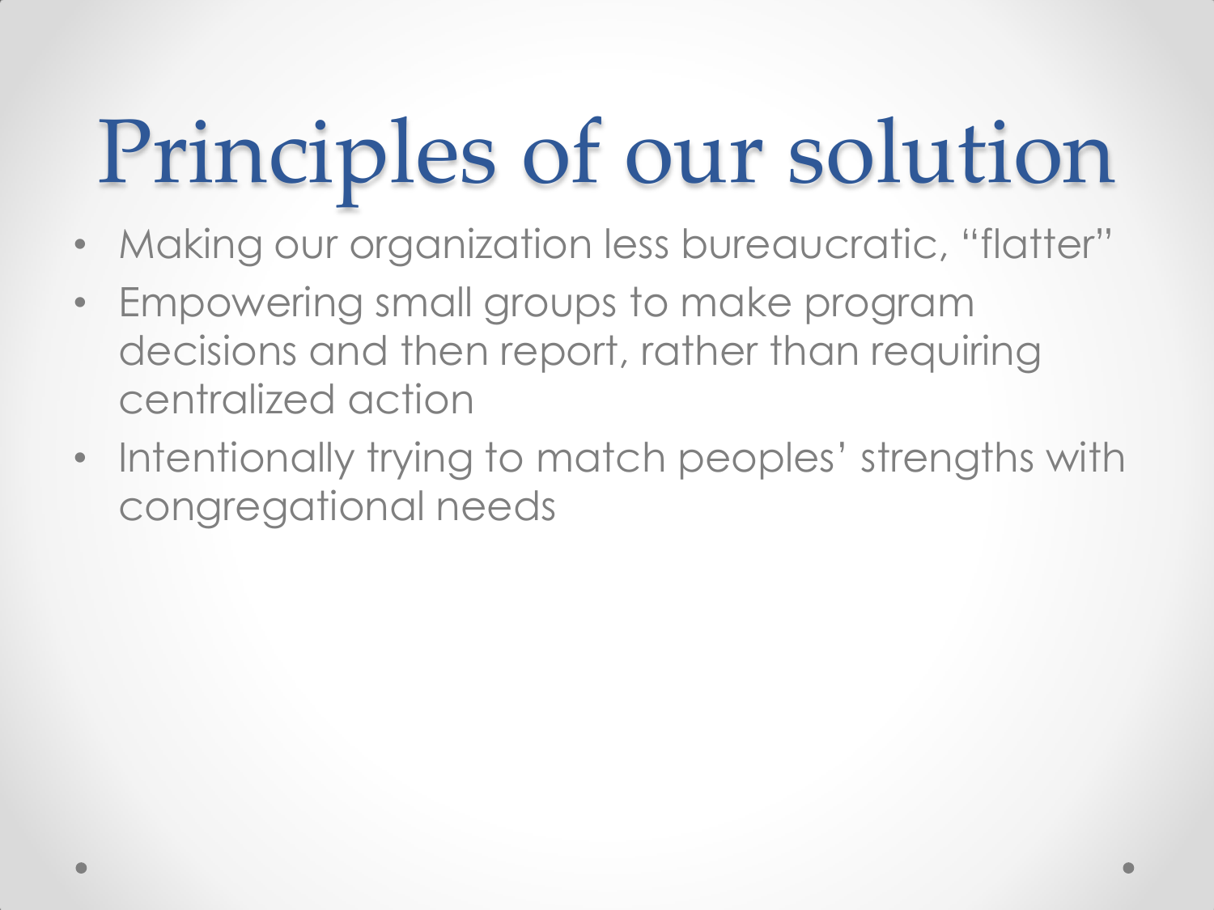# Principles of our solution

- Making our organization less bureaucratic, “flatter”
- Empowering small groups to make program decisions and then report, rather than requiring centralized action
- Intentionally trying to match peoples’ strengths with congregational needs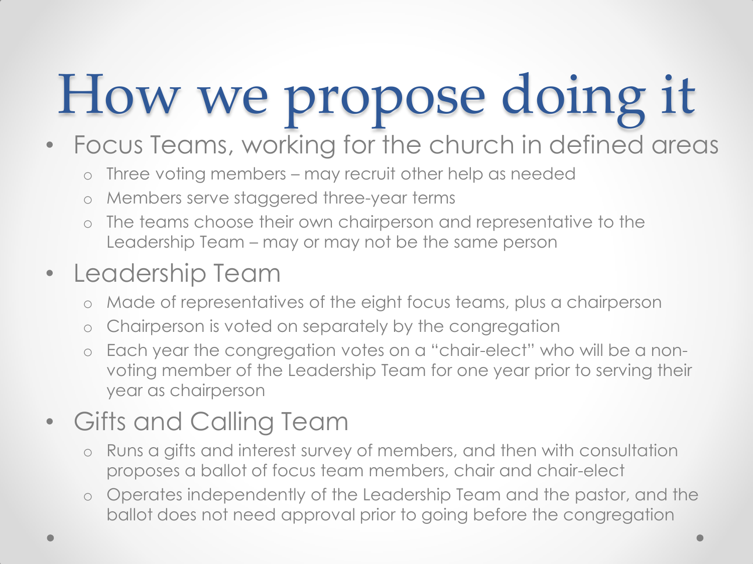# How we propose doing it

- Focus Teams, working for the church in defined areas
  - Three voting members – may recruit other help as needed
  - Members serve staggered three-year terms
  - The teams choose their own chairperson and representative to the Leadership Team – may or may not be the same person
- Leadership Team
  - Made of representatives of the eight focus teams, plus a chairperson
  - Chairperson is voted on separately by the congregation
  - Each year the congregation votes on a "chair-elect" who will be a non-voting member of the Leadership Team for one year prior to serving their year as chairperson
- Gifts and Calling Team
  - Runs a gifts and interest survey of members, and then with consultation proposes a ballot of focus team members, chair and chair-elect
  - Operates independently of the Leadership Team and the pastor, and the ballot does not need approval prior to going before the congregation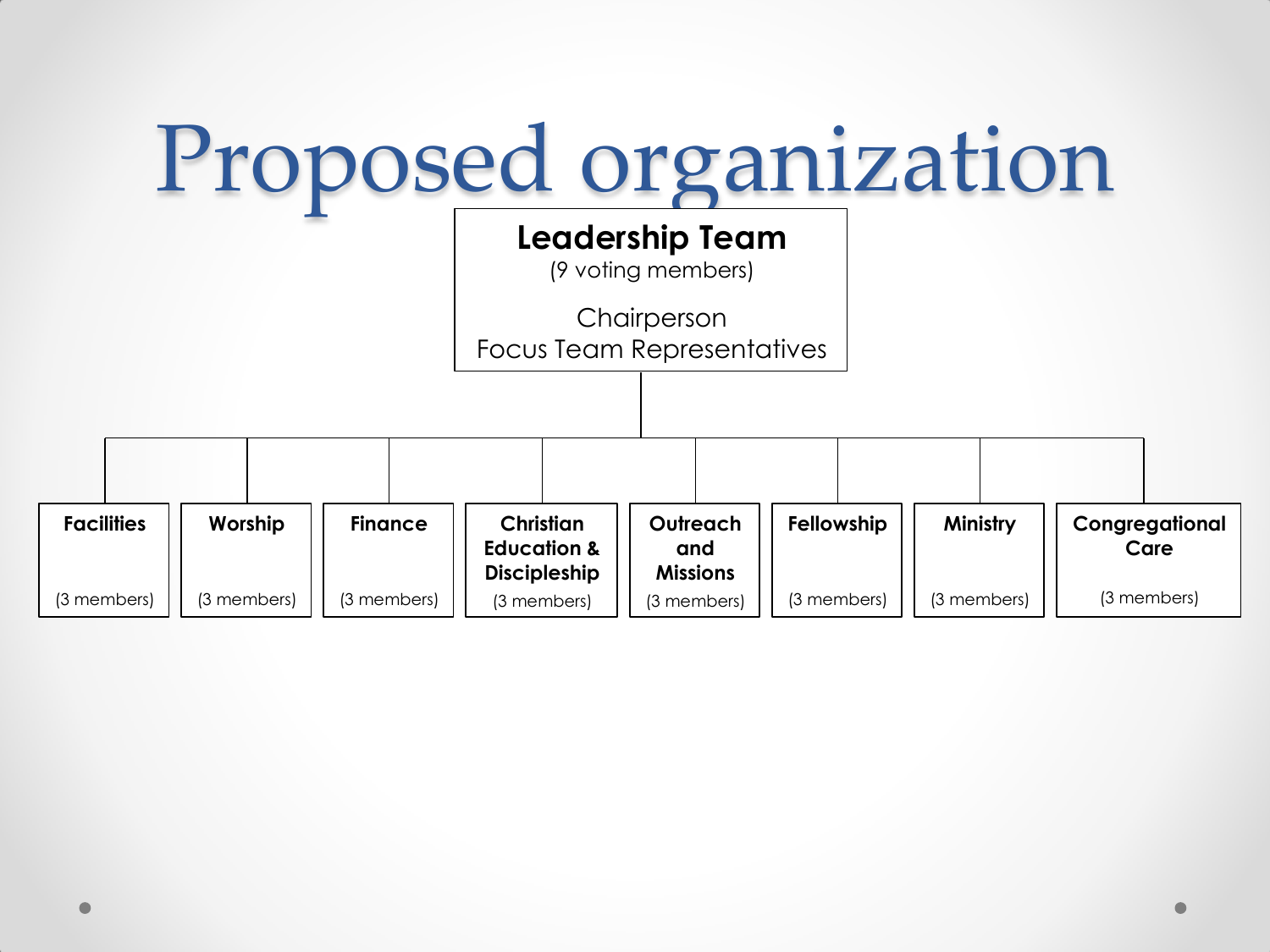# Proposed organization

**Leadership Team**
(9 voting members)

Chairperson
Focus Team Representatives

| Facilities | Worship | Finance | Christian Education & Discipleship | Outreach and Missions | Fellowship | Ministry | Congregational Care |
|---|---|---|---|---|---|---|---|
| (3 members) | (3 members) | (3 members) | (3 members) | (3 members) | (3 members) | (3 members) | (3 members) |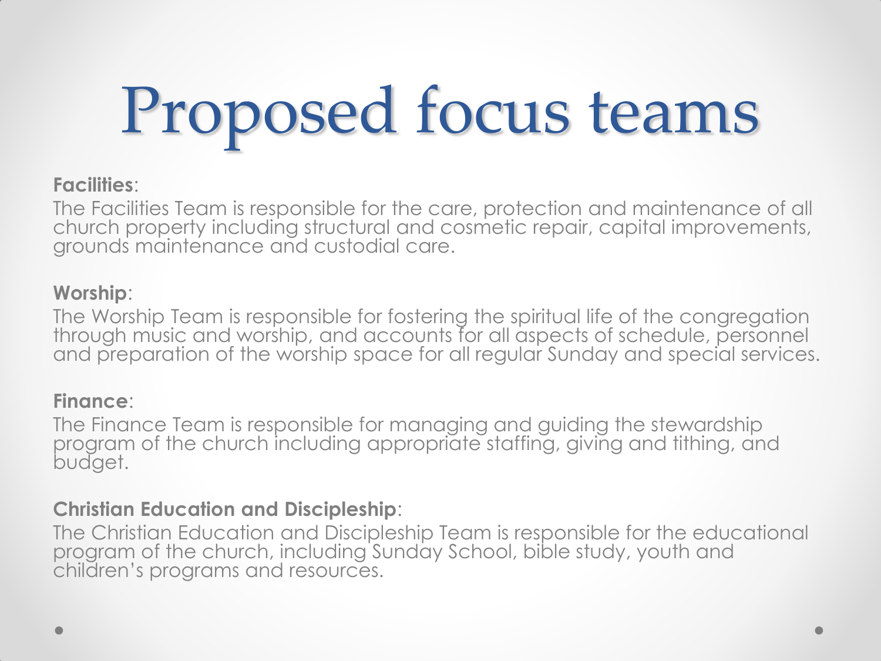# Proposed focus teams

**Facilities**:

The Facilities Team is responsible for the care, protection and maintenance of all church property including structural and cosmetic repair, capital improvements, grounds maintenance and custodial care.

**Worship**:

The Worship Team is responsible for fostering the spiritual life of the congregation through music and worship, and accounts for all aspects of schedule, personnel and preparation of the worship space for all regular Sunday and special services.

**Finance**:

The Finance Team is responsible for managing and guiding the stewardship program of the church including appropriate staffing, giving and tithing, and budget.

**Christian Education and Discipleship**:

The Christian Education and Discipleship Team is responsible for the educational program of the church, including Sunday School, bible study, youth and children's programs and resources.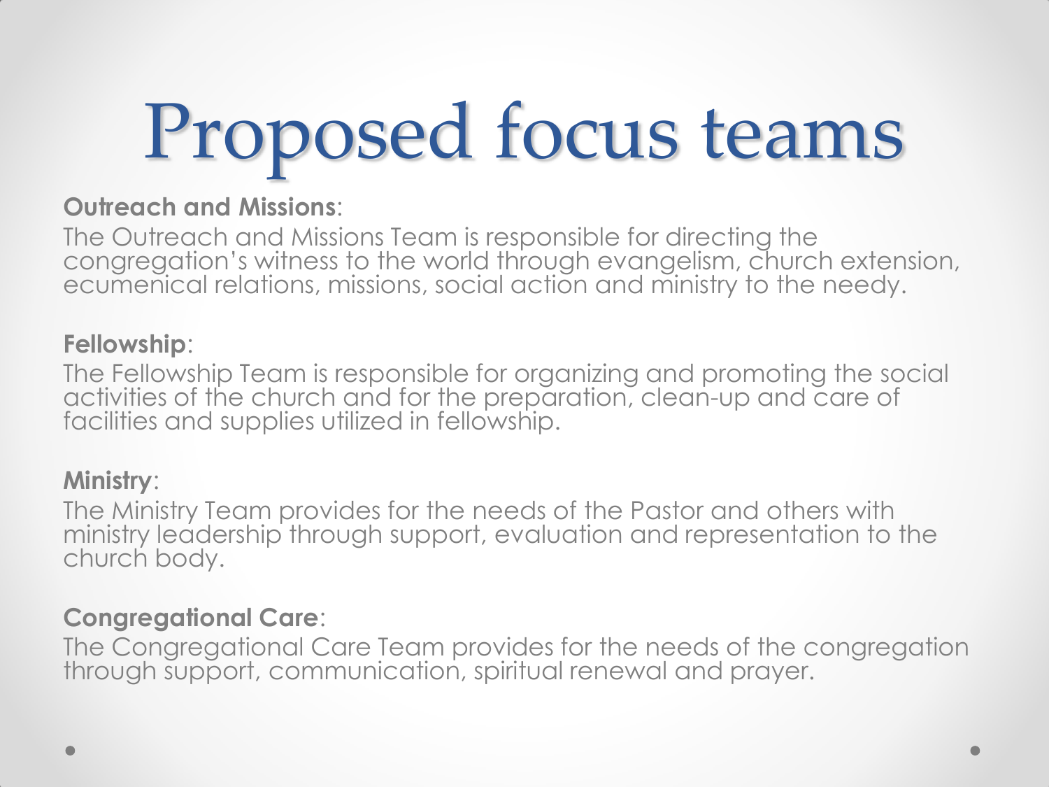# Proposed focus teams

**Outreach and Missions**:

The Outreach and Missions Team is responsible for directing the congregation's witness to the world through evangelism, church extension, ecumenical relations, missions, social action and ministry to the needy.

**Fellowship**:

The Fellowship Team is responsible for organizing and promoting the social activities of the church and for the preparation, clean-up and care of facilities and supplies utilized in fellowship.

**Ministry**:

The Ministry Team provides for the needs of the Pastor and others with ministry leadership through support, evaluation and representation to the church body.

**Congregational Care**:

The Congregational Care Team provides for the needs of the congregation through support, communication, spiritual renewal and prayer.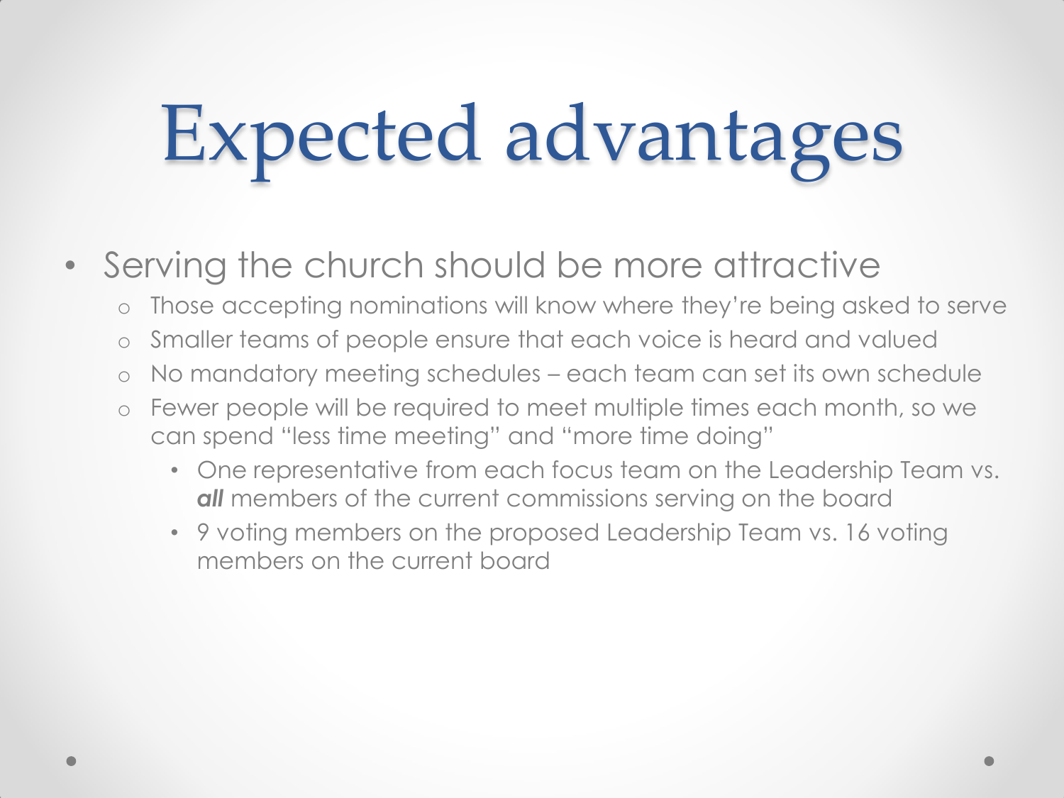# Expected advantages

- Serving the church should be more attractive
  - Those accepting nominations will know where they're being asked to serve
  - Smaller teams of people ensure that each voice is heard and valued
  - No mandatory meeting schedules – each team can set its own schedule
  - Fewer people will be required to meet multiple times each month, so we can spend "less time meeting" and "more time doing"
    - One representative from each focus team on the Leadership Team vs. ***all*** members of the current commissions serving on the board
    - 9 voting members on the proposed Leadership Team vs. 16 voting members on the current board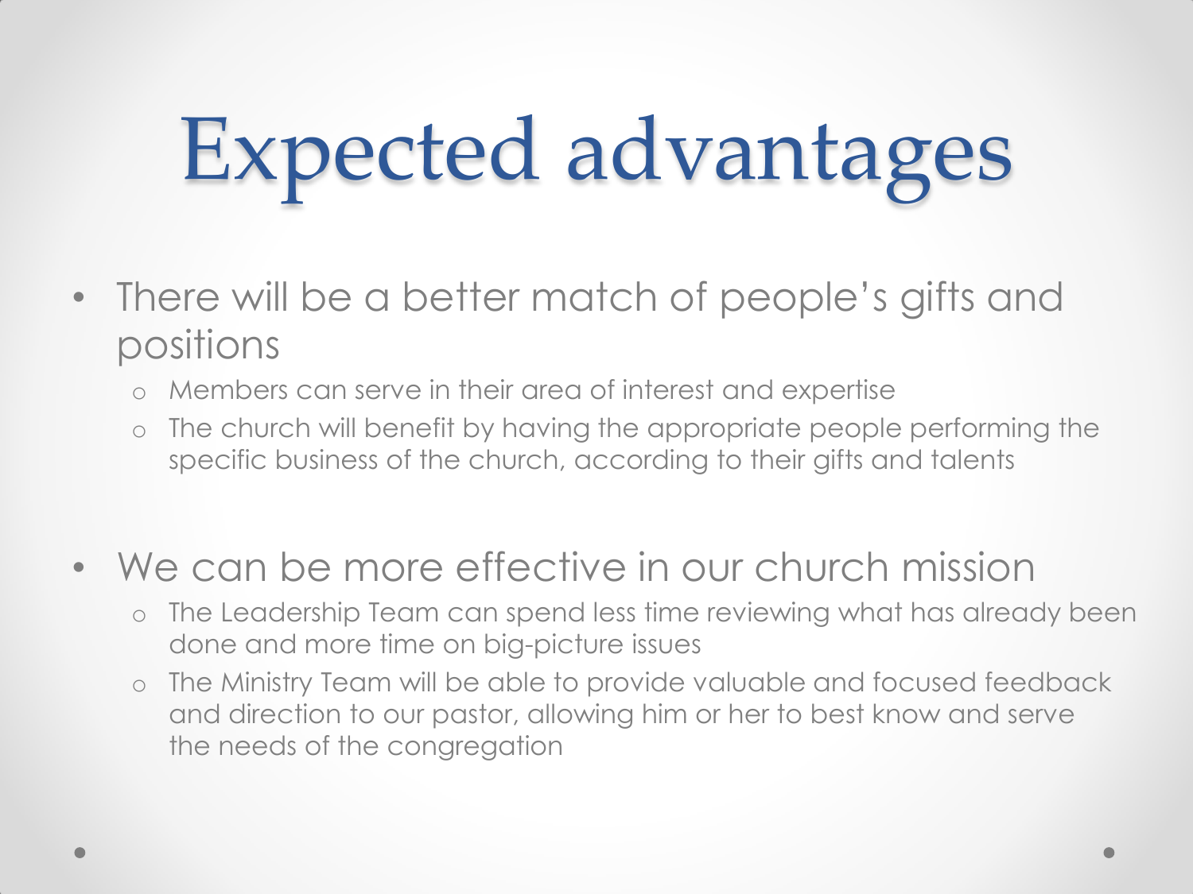# Expected advantages

- There will be a better match of people's gifts and positions
  - Members can serve in their area of interest and expertise
  - The church will benefit by having the appropriate people performing the specific business of the church, according to their gifts and talents

- We can be more effective in our church mission
  - The Leadership Team can spend less time reviewing what has already been done and more time on big-picture issues
  - The Ministry Team will be able to provide valuable and focused feedback and direction to our pastor, allowing him or her to best know and serve the needs of the congregation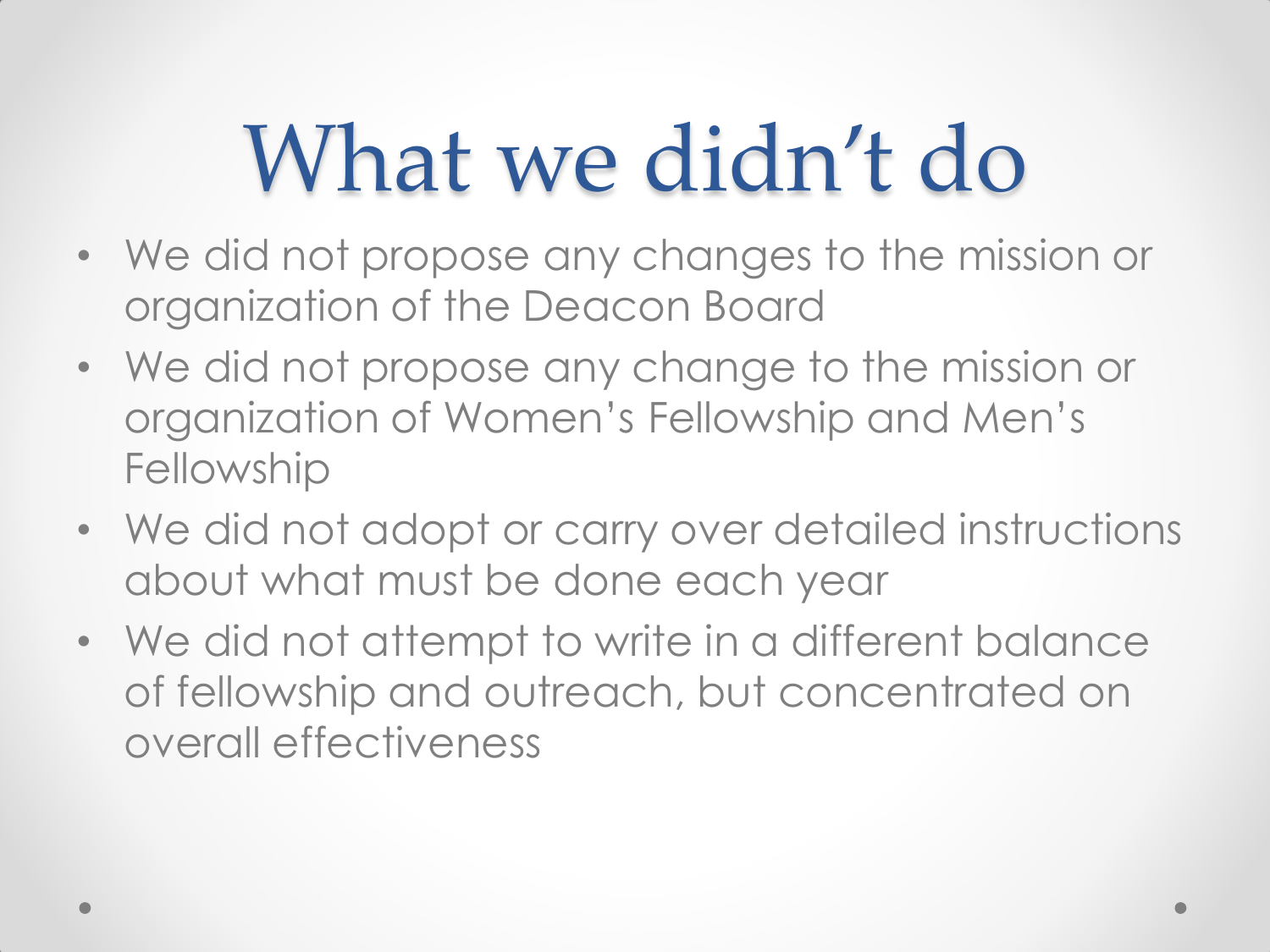# What we didn't do

- We did not propose any changes to the mission or organization of the Deacon Board
- We did not propose any change to the mission or organization of Women's Fellowship and Men's Fellowship
- We did not adopt or carry over detailed instructions about what must be done each year
- We did not attempt to write in a different balance of fellowship and outreach, but concentrated on overall effectiveness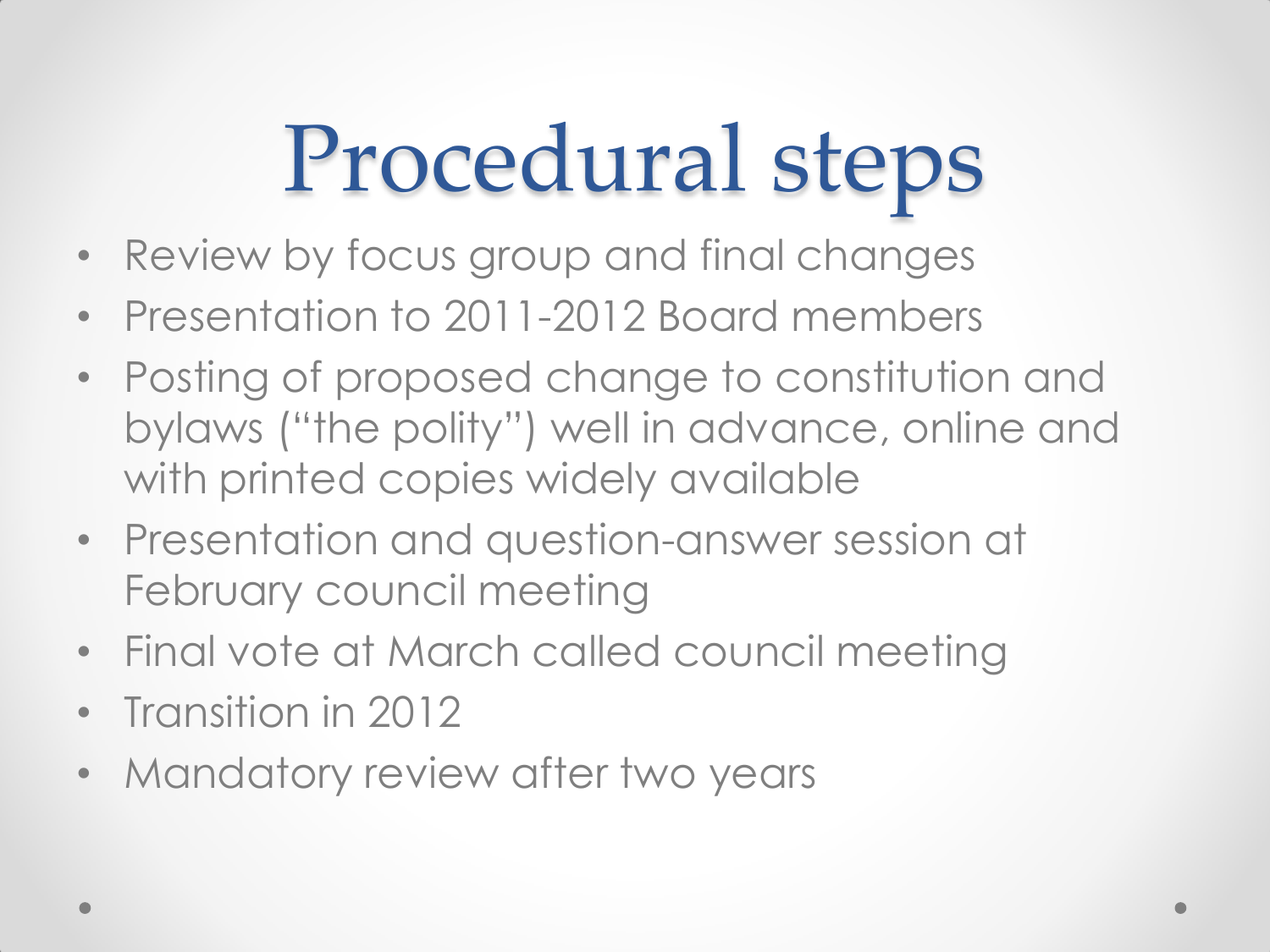# Procedural steps

- Review by focus group and final changes
- Presentation to 2011-2012 Board members
- Posting of proposed change to constitution and bylaws ("the polity") well in advance, online and with printed copies widely available
- Presentation and question-answer session at February council meeting
- Final vote at March called council meeting
- Transition in 2012
- Mandatory review after two years